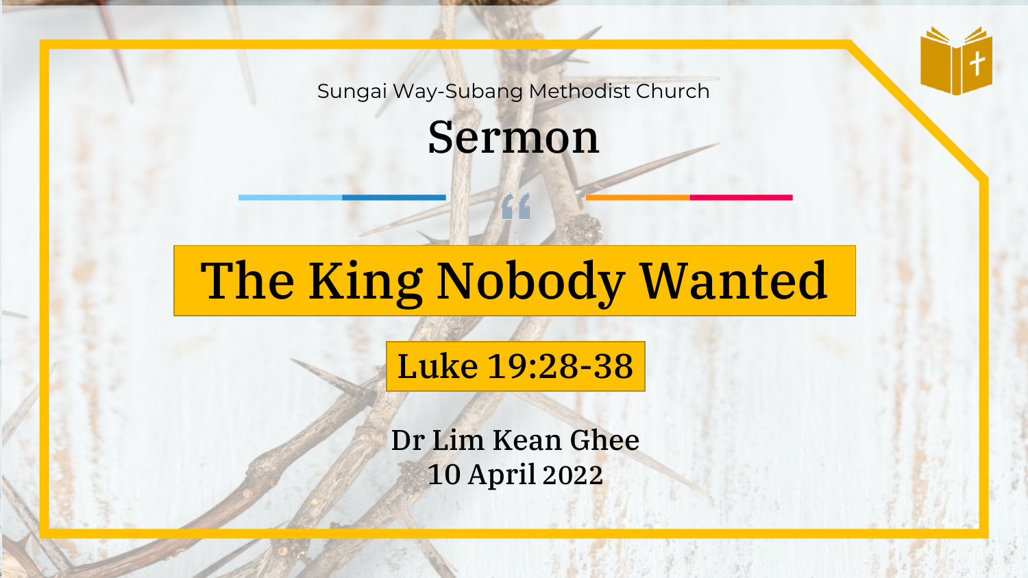Sungai Way-Subang Methodist Church

# Sermon

## The King Nobody Wanted

### Luke 19:28-38

Dr Lim Kean Ghee

10 April 2022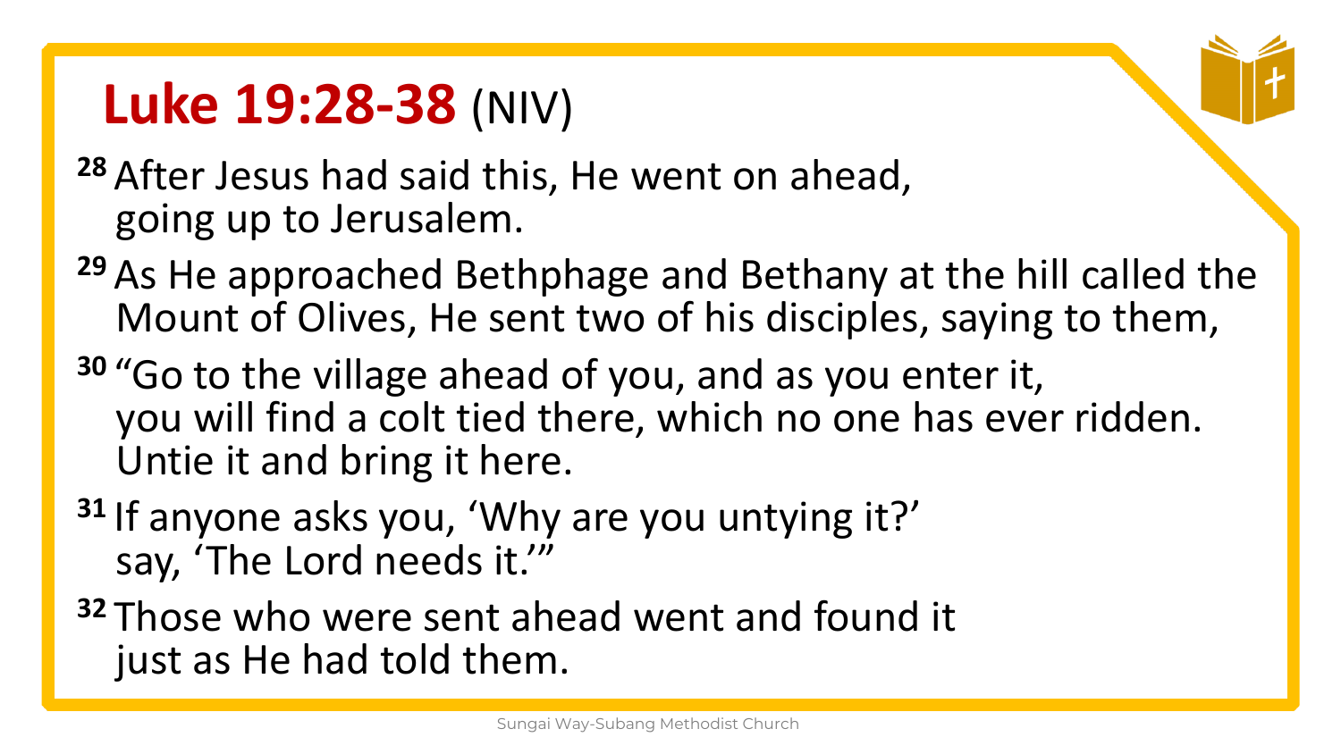# Luke 19:28-38 (NIV)

[28] After Jesus had said this, He went on ahead, going up to Jerusalem.

[29] As He approached Bethphage and Bethany at the hill called the Mount of Olives, He sent two of his disciples, saying to them,

[30] "Go to the village ahead of you, and as you enter it, you will find a colt tied there, which no one has ever ridden. Untie it and bring it here.

[31] If anyone asks you, 'Why are you untying it?' say, 'The Lord needs it.'"

[32] Those who were sent ahead went and found it just as He had told them.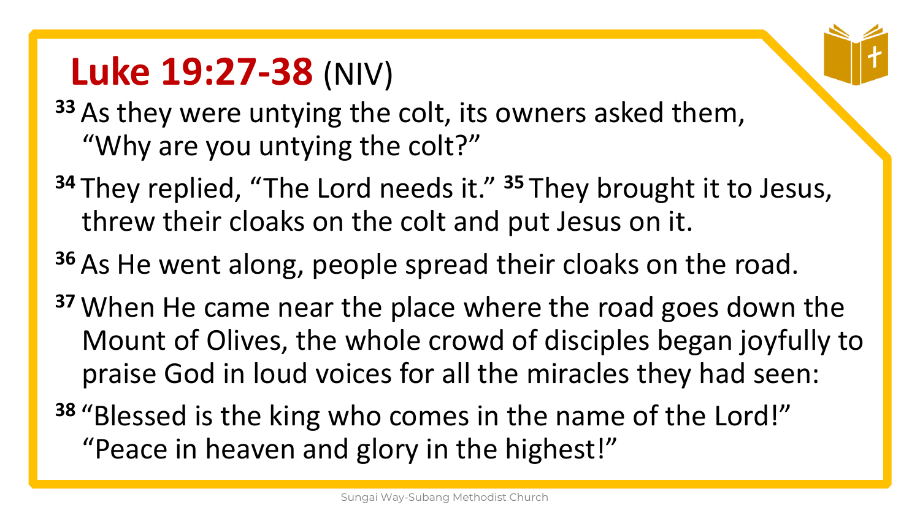# Luke 19:27-38 (NIV)

33 As they were untying the colt, its owners asked them, "Why are you untying the colt?"

34 They replied, "The Lord needs it." 35 They brought it to Jesus, threw their cloaks on the colt and put Jesus on it.

36 As He went along, people spread their cloaks on the road.

37 When He came near the place where the road goes down the Mount of Olives, the whole crowd of disciples began joyfully to praise God in loud voices for all the miracles they had seen:

38 "Blessed is the king who comes in the name of the Lord!" "Peace in heaven and glory in the highest!"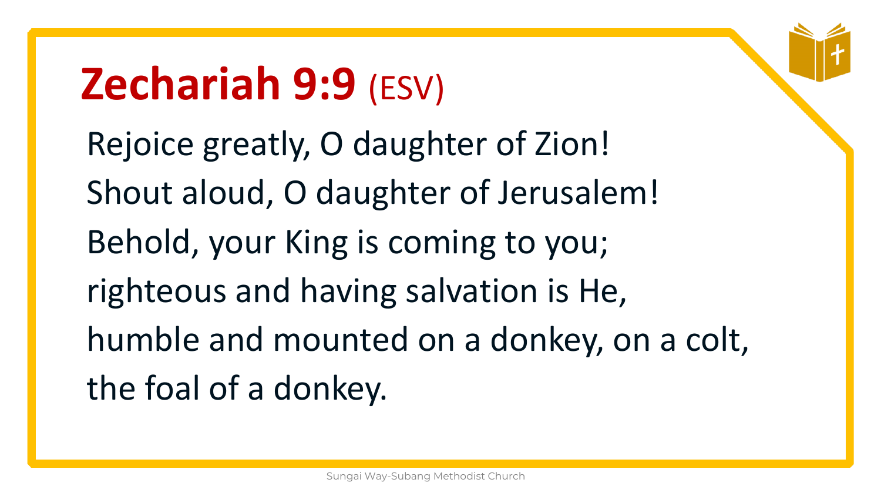# Zechariah 9:9 (ESV)

Rejoice greatly, O daughter of Zion!
Shout aloud, O daughter of Jerusalem!
Behold, your King is coming to you;
righteous and having salvation is He,
humble and mounted on a donkey, on a colt,
the foal of a donkey.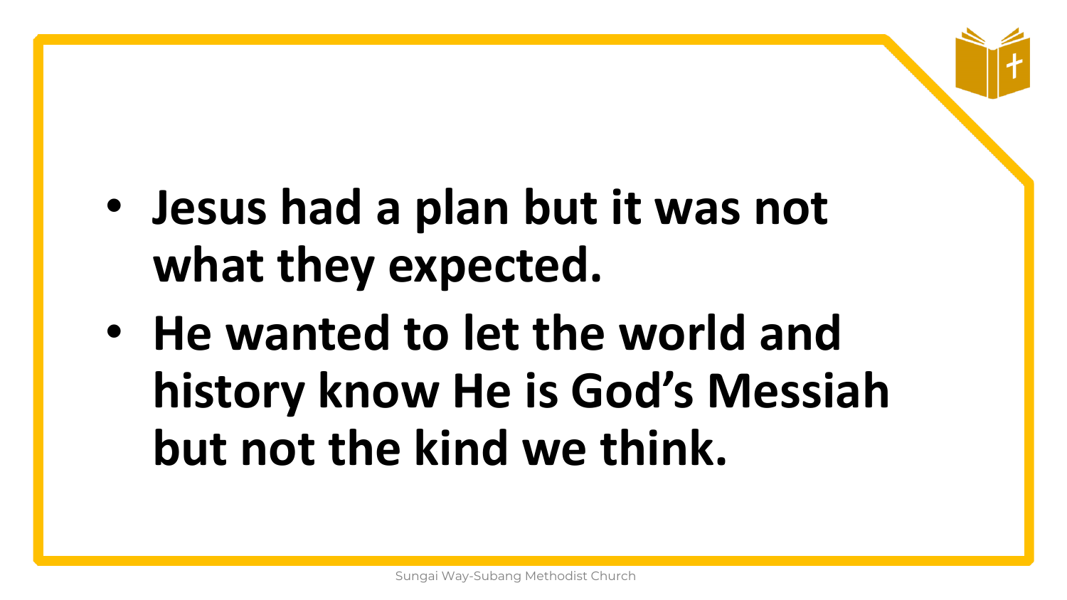- **Jesus had a plan but it was not what they expected.**
- **He wanted to let the world and history know He is God's Messiah but not the kind we think.**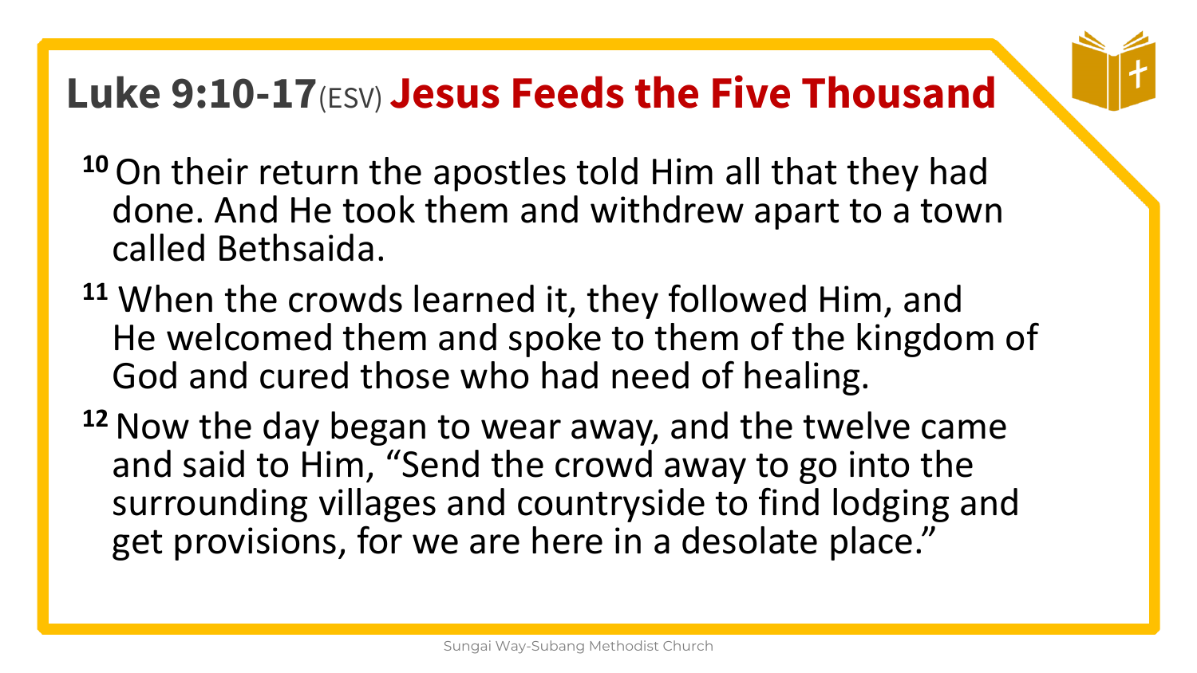# Luke 9:10-17 (ESV) Jesus Feeds the Five Thousand

[10] On their return the apostles told Him all that they had done. And He took them and withdrew apart to a town called Bethsaida.

[11] When the crowds learned it, they followed Him, and He welcomed them and spoke to them of the kingdom of God and cured those who had need of healing.

[12] Now the day began to wear away, and the twelve came and said to Him, "Send the crowd away to go into the surrounding villages and countryside to find lodging and get provisions, for we are here in a desolate place."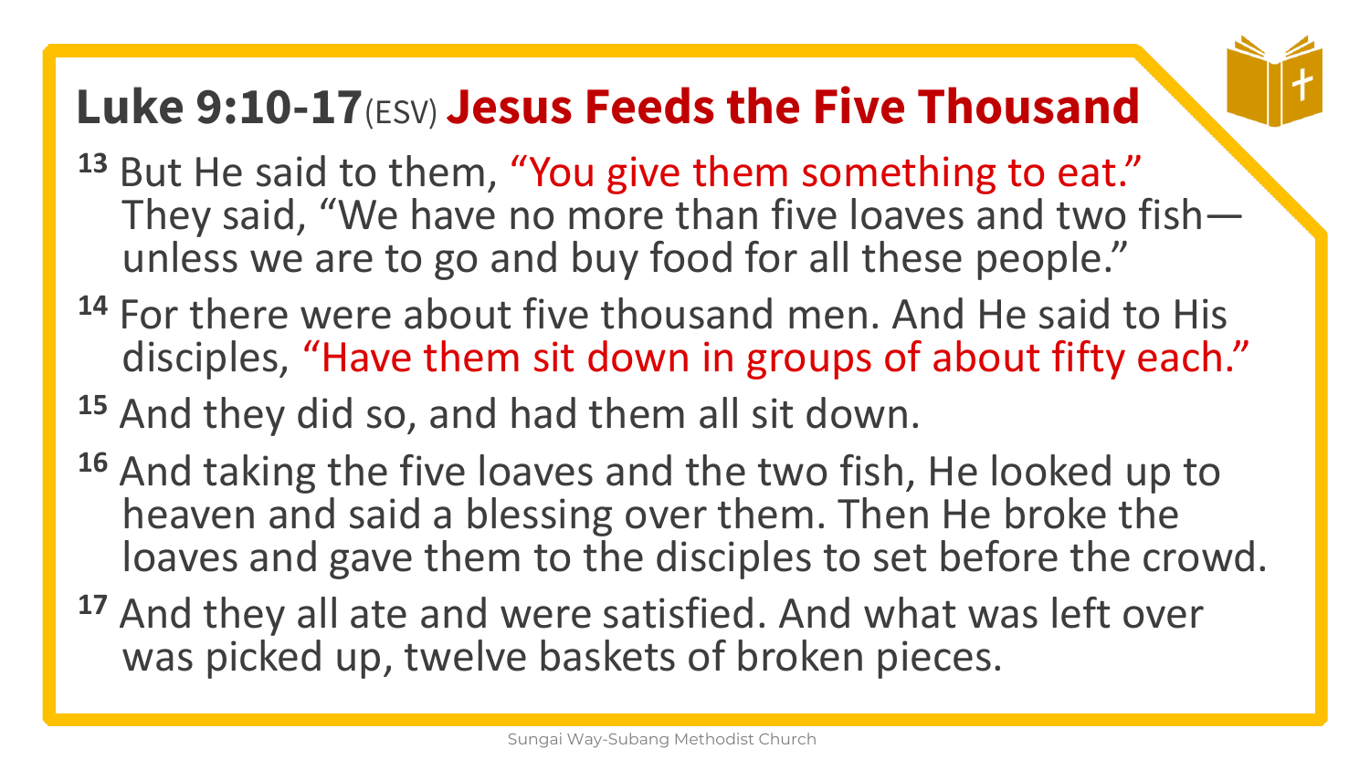# Luke 9:10-17 (ESV) Jesus Feeds the Five Thousand

[13] But He said to them, "You give them something to eat." They said, "We have no more than five loaves and two fish—unless we are to go and buy food for all these people."

[14] For there were about five thousand men. And He said to His disciples, "Have them sit down in groups of about fifty each."

[15] And they did so, and had them all sit down.

[16] And taking the five loaves and the two fish, He looked up to heaven and said a blessing over them. Then He broke the loaves and gave them to the disciples to set before the crowd.

[17] And they all ate and were satisfied. And what was left over was picked up, twelve baskets of broken pieces.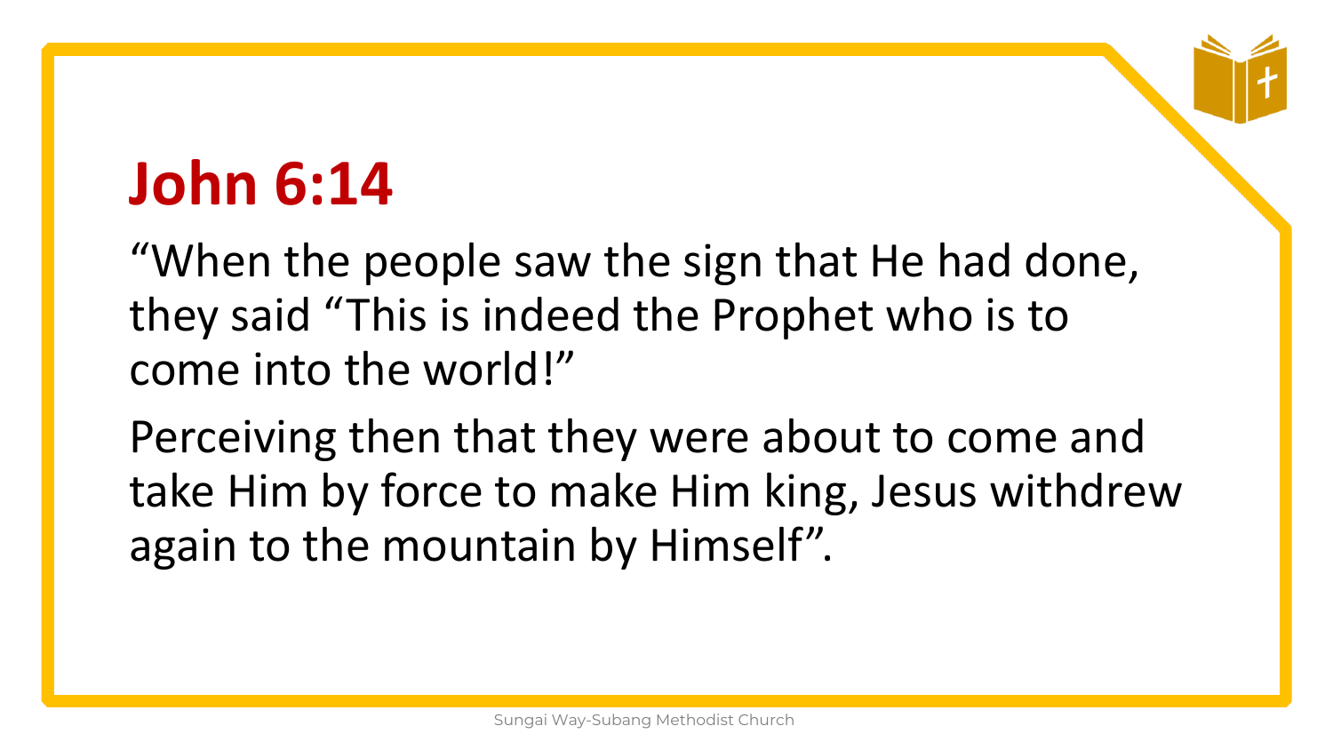# John 6:14

“When the people saw the sign that He had done, they said “This is indeed the Prophet who is to come into the world!”

Perceiving then that they were about to come and take Him by force to make Him king, Jesus withdrew again to the mountain by Himself”.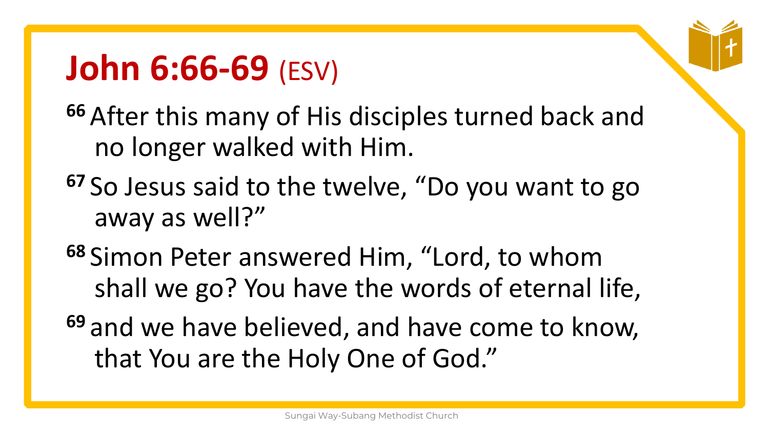# John 6:66-69 (ESV)

[66] After this many of His disciples turned back and no longer walked with Him.

[67] So Jesus said to the twelve, “Do you want to go away as well?”

[68] Simon Peter answered Him, “Lord, to whom shall we go? You have the words of eternal life,

[69] and we have believed, and have come to know, that You are the Holy One of God.”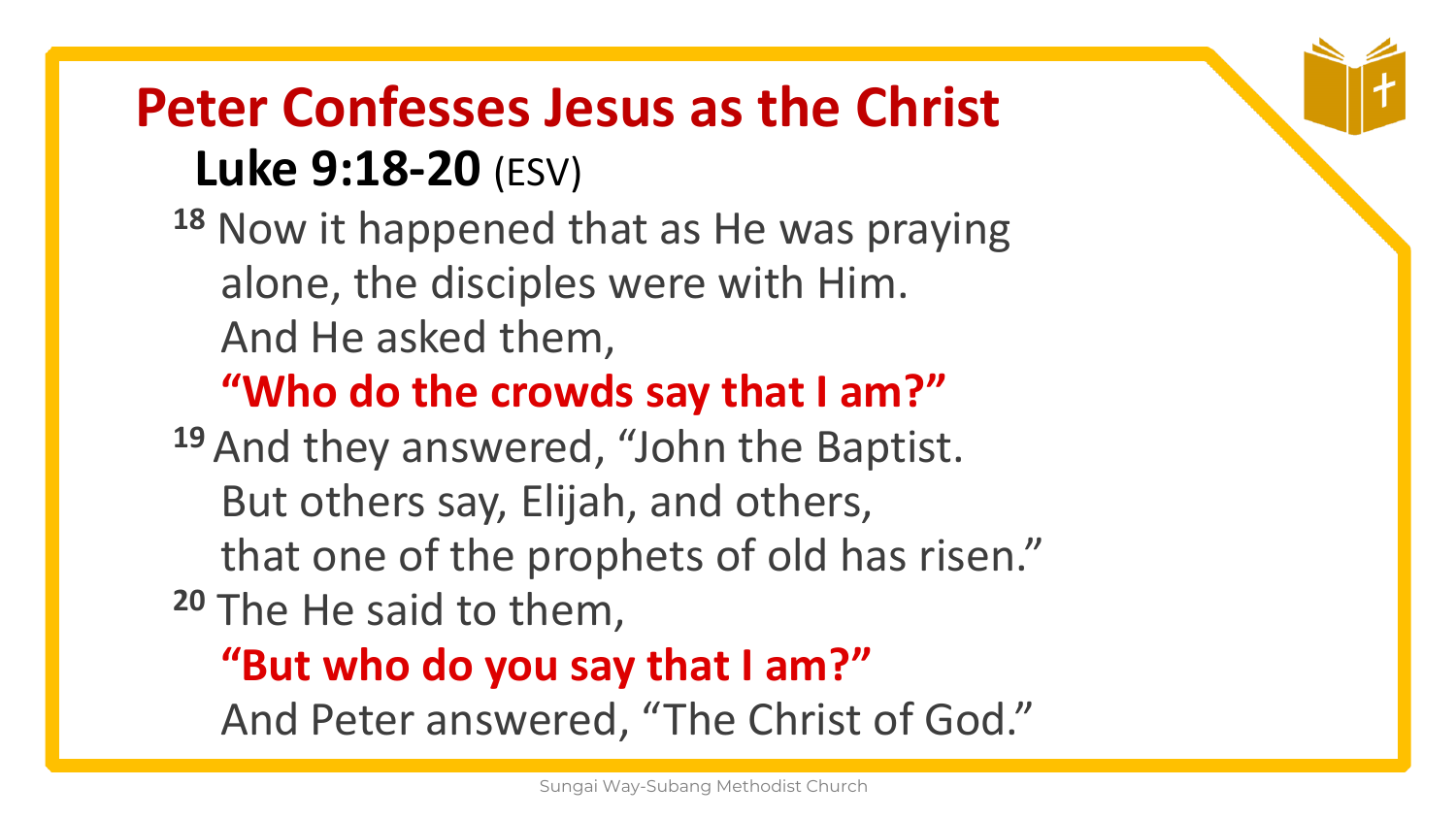# Peter Confesses Jesus as the Christ

## **Luke 9:18-20** (ESV)

[18] Now it happened that as He was praying alone, the disciples were with Him. And He asked them,

**"Who do the crowds say that I am?"**

[19] And they answered, "John the Baptist. But others say, Elijah, and others, that one of the prophets of old has risen."

[20] The He said to them,

**"But who do you say that I am?"**

And Peter answered, "The Christ of God."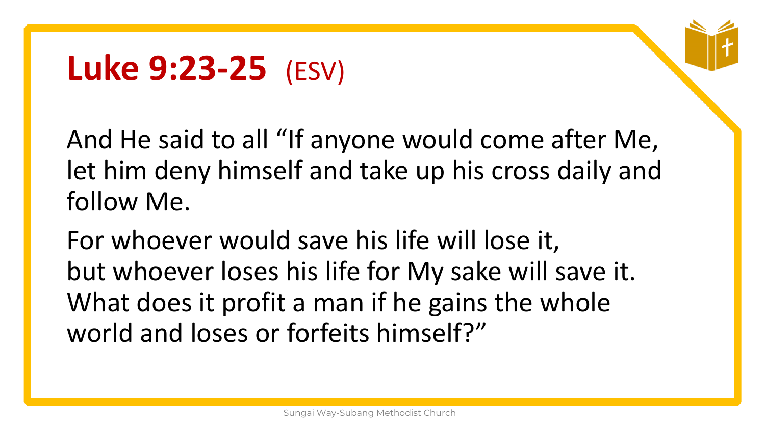# **Luke 9:23-25** (ESV)

And He said to all "If anyone would come after Me, let him deny himself and take up his cross daily and follow Me.

For whoever would save his life will lose it,
but whoever loses his life for My sake will save it.
What does it profit a man if he gains the whole world and loses or forfeits himself?"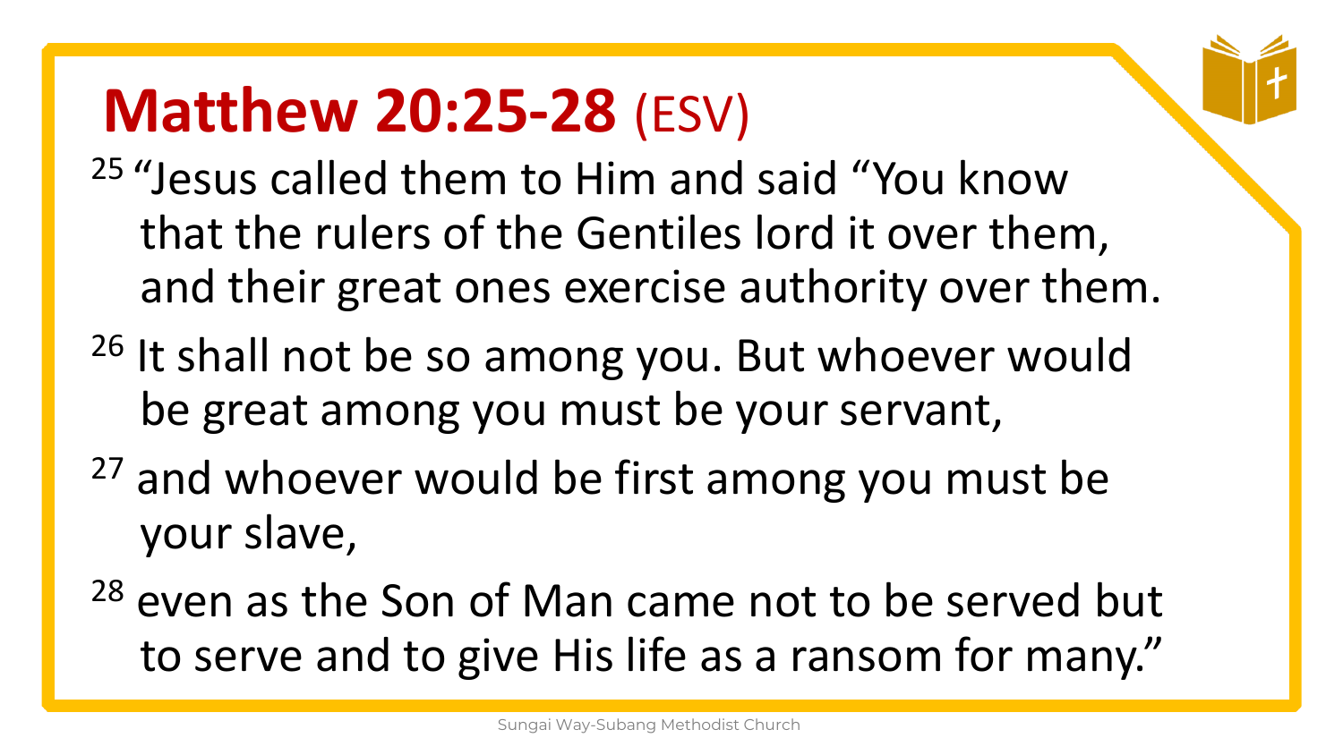# Matthew 20:25-28 (ESV)

[25] "Jesus called them to Him and said "You know that the rulers of the Gentiles lord it over them, and their great ones exercise authority over them.

[26] It shall not be so among you. But whoever would be great among you must be your servant,

[27] and whoever would be first among you must be your slave,

[28] even as the Son of Man came not to be served but to serve and to give His life as a ransom for many."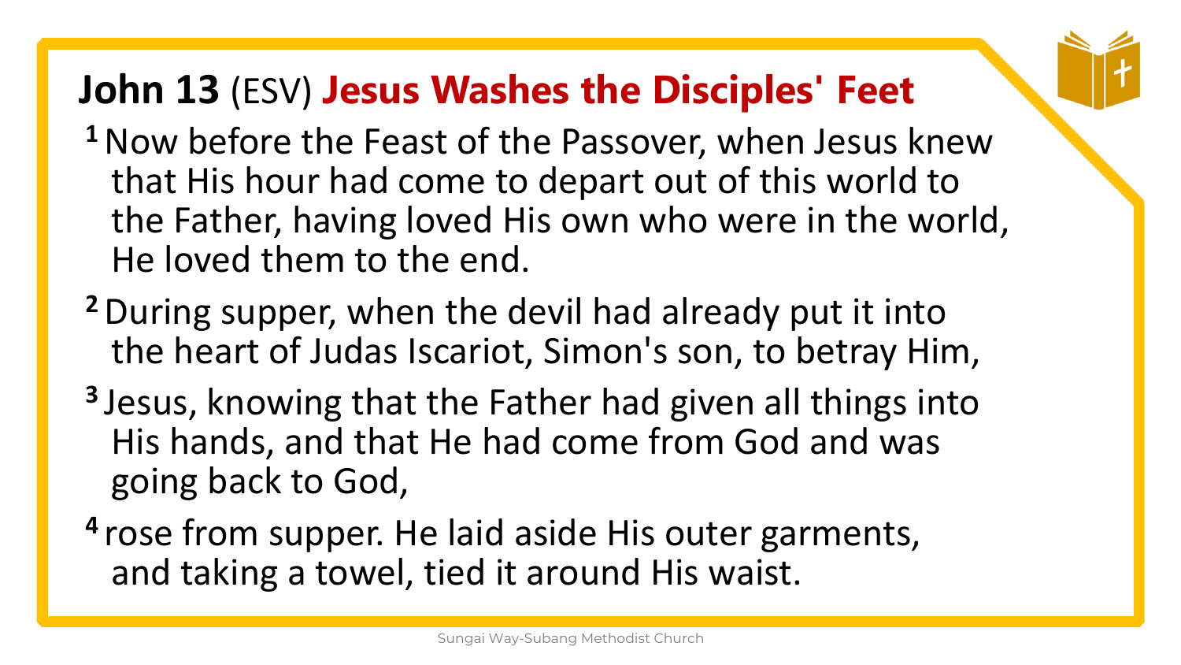## **John 13** (ESV) **Jesus Washes the Disciples' Feet**

**1** Now before the Feast of the Passover, when Jesus knew that His hour had come to depart out of this world to the Father, having loved His own who were in the world, He loved them to the end.

**2** During supper, when the devil had already put it into the heart of Judas Iscariot, Simon's son, to betray Him,

**3** Jesus, knowing that the Father had given all things into His hands, and that He had come from God and was going back to God,

**4** rose from supper. He laid aside His outer garments, and taking a towel, tied it around His waist.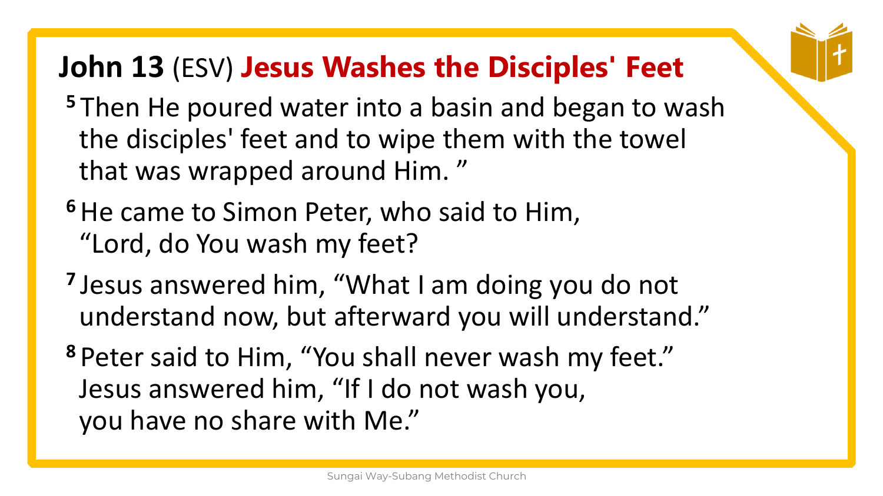# John 13 (ESV) **Jesus Washes the Disciples' Feet**

**5** Then He poured water into a basin and began to wash the disciples' feet and to wipe them with the towel that was wrapped around Him. ”

**6** He came to Simon Peter, who said to Him, “Lord, do You wash my feet?

**7** Jesus answered him, “What I am doing you do not understand now, but afterward you will understand.”

**8** Peter said to Him, “You shall never wash my feet.” Jesus answered him, “If I do not wash you, you have no share with Me.”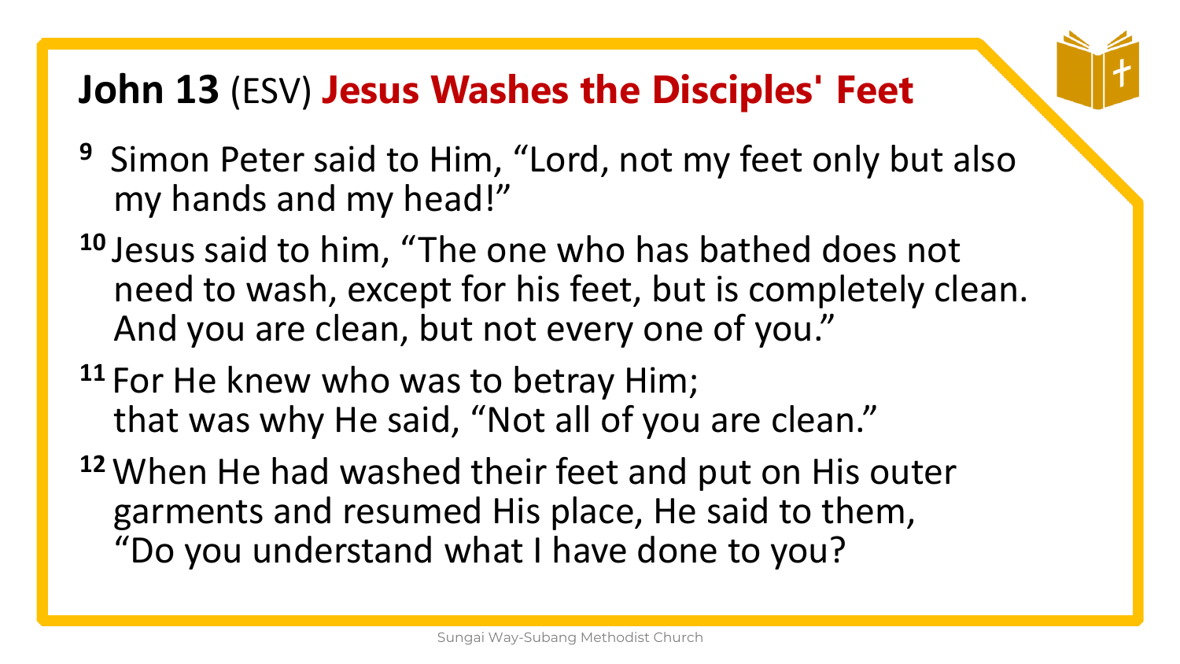## **John 13** (ESV) **Jesus Washes the Disciples' Feet**

**9** Simon Peter said to Him, "Lord, not my feet only but also my hands and my head!"

**10** Jesus said to him, "The one who has bathed does not need to wash, except for his feet, but is completely clean. And you are clean, but not every one of you."

**11** For He knew who was to betray Him; that was why He said, "Not all of you are clean."

**12** When He had washed their feet and put on His outer garments and resumed His place, He said to them, "Do you understand what I have done to you?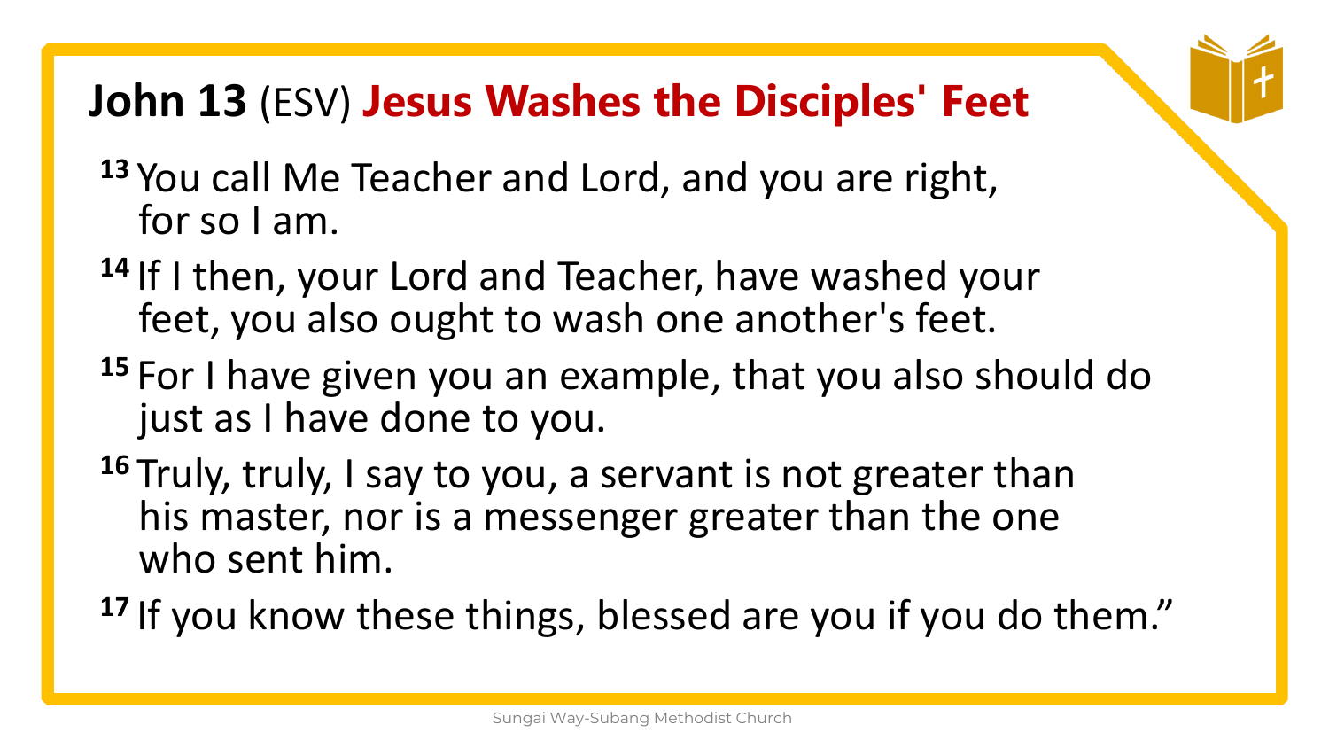## **John 13** (ESV) **Jesus Washes the Disciples' Feet**

**13** You call Me Teacher and Lord, and you are right, for so I am.

**14** If I then, your Lord and Teacher, have washed your feet, you also ought to wash one another's feet.

**15** For I have given you an example, that you also should do just as I have done to you.

**16** Truly, truly, I say to you, a servant is not greater than his master, nor is a messenger greater than the one who sent him.

**17** If you know these things, blessed are you if you do them."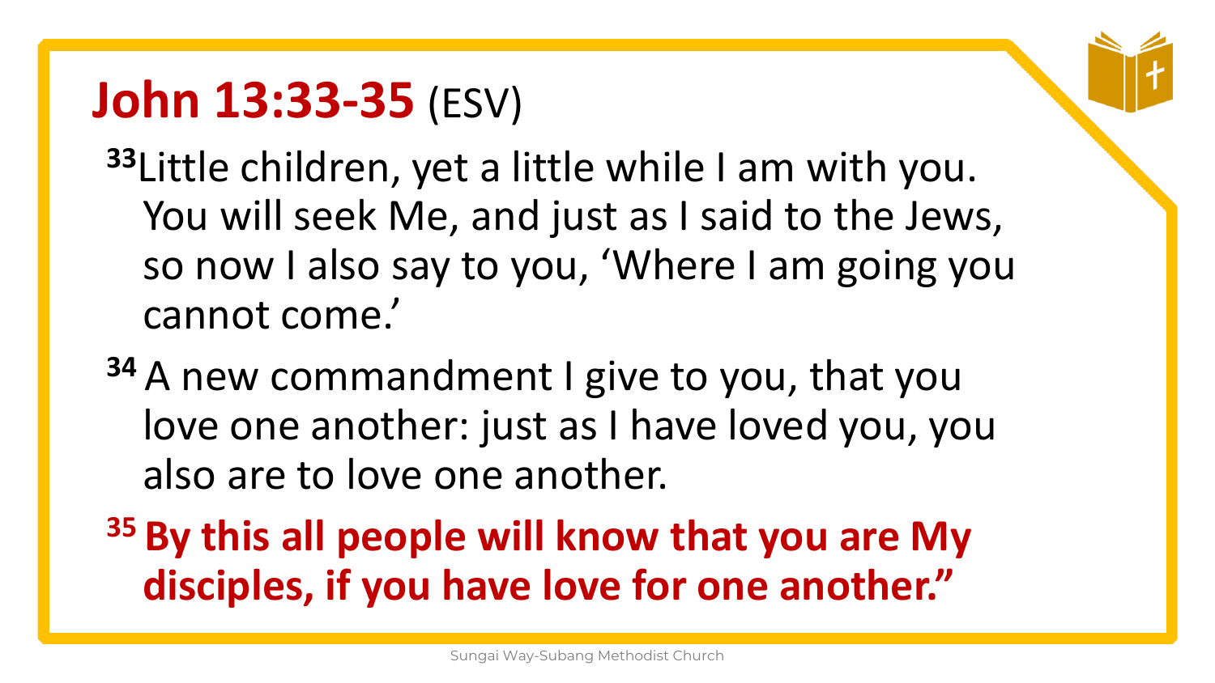# **John 13:33-35** (ESV)

[33]Little children, yet a little while I am with you. You will seek Me, and just as I said to the Jews, so now I also say to you, 'Where I am going you cannot come.'

[34] A new commandment I give to you, that you love one another: just as I have loved you, you also are to love one another.

**[35] By this all people will know that you are My disciples, if you have love for one another."**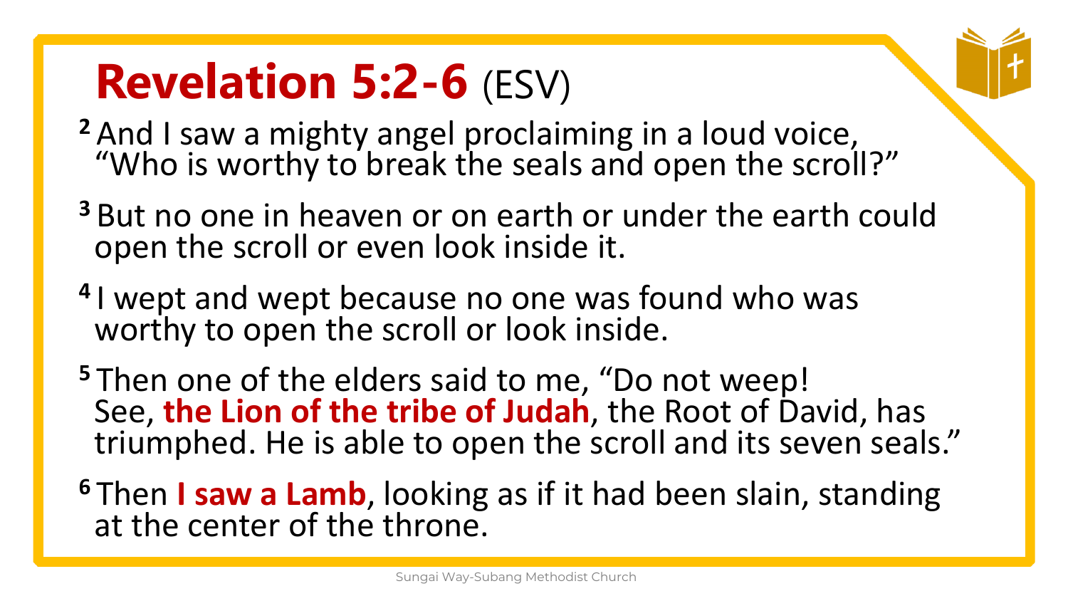# **Revelation 5:2-6** (ESV)

**2** And I saw a mighty angel proclaiming in a loud voice, "Who is worthy to break the seals and open the scroll?"

**3** But no one in heaven or on earth or under the earth could open the scroll or even look inside it.

**4** I wept and wept because no one was found who was worthy to open the scroll or look inside.

**5** Then one of the elders said to me, "Do not weep! See, **the Lion of the tribe of Judah**, the Root of David, has triumphed. He is able to open the scroll and its seven seals."

**6** Then **I saw a Lamb**, looking as if it had been slain, standing at the center of the throne.

Sungai Way-Subang Methodist Church